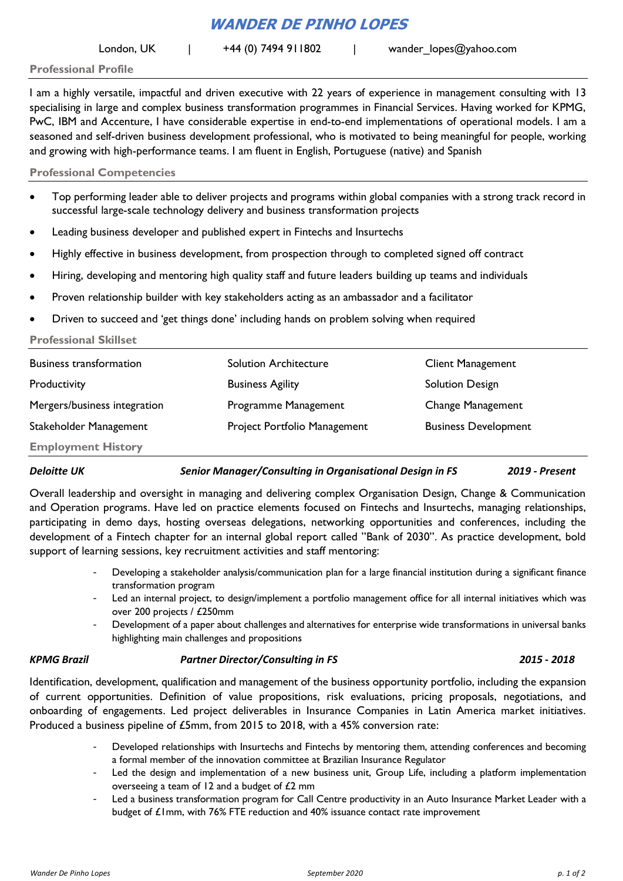# WANDER DE PINHO LOPES

London, UK | +44 (0) 7494 911802 | wander_lopes@yahoo.com

## Professional Profile

I am a highly versatile, impactful and driven executive with 22 years of experience in management consulting with 13 specialising in large and complex business transformation programmes in Financial Services. Having worked for KPMG, PwC, IBM and Accenture, I have considerable expertise in end-to-end implementations of operational models. I am a seasoned and self-driven business development professional, who is motivated to being meaningful for people, working and growing with high-performance teams. I am fluent in English, Portuguese (native) and Spanish

## Professional Competencies

- Top performing leader able to deliver projects and programs within global companies with a strong track record in successful large-scale technology delivery and business transformation projects
- Leading business developer and published expert in Fintechs and Insurtechs
- Highly effective in business development, from prospection through to completed signed off contract
- Hiring, developing and mentoring high quality staff and future leaders building up teams and individuals
- Proven relationship builder with key stakeholders acting as an ambassador and a facilitator
- Driven to succeed and 'get things done' including hands on problem solving when required

## Professional Skillset

| | | |
|---|---|---|
| Business transformation | Solution Architecture | Client Management |
| Productivity | Business Agility | Solution Design |
| Mergers/business integration | Programme Management | Change Management |
| Stakeholder Management | Project Portfolio Management | Business Development |

## Employment History

***Deloitte UK*** — ***Senior Manager/Consulting in Organisational Design in FS*** — ***2019 - Present***

Overall leadership and oversight in managing and delivering complex Organisation Design, Change & Communication and Operation programs. Have led on practice elements focused on Fintechs and Insurtechs, managing relationships, participating in demo days, hosting overseas delegations, networking opportunities and conferences, including the development of a Fintech chapter for an internal global report called "Bank of 2030". As practice development, bold support of learning sessions, key recruitment activities and staff mentoring:

- Developing a stakeholder analysis/communication plan for a large financial institution during a significant finance transformation program
- Led an internal project, to design/implement a portfolio management office for all internal initiatives which was over 200 projects / £250mm
- Development of a paper about challenges and alternatives for enterprise wide transformations in universal banks highlighting main challenges and propositions

***KPMG Brazil*** — ***Partner Director/Consulting in FS*** — ***2015 - 2018***

Identification, development, qualification and management of the business opportunity portfolio, including the expansion of current opportunities. Definition of value propositions, risk evaluations, pricing proposals, negotiations, and onboarding of engagements. Led project deliverables in Insurance Companies in Latin America market initiatives. Produced a business pipeline of £5mm, from 2015 to 2018, with a 45% conversion rate:

- Developed relationships with Insurtechs and Fintechs by mentoring them, attending conferences and becoming a formal member of the innovation committee at Brazilian Insurance Regulator
- Led the design and implementation of a new business unit, Group Life, including a platform implementation overseeing a team of 12 and a budget of £2 mm
- Led a business transformation program for Call Centre productivity in an Auto Insurance Market Leader with a budget of £1mm, with 76% FTE reduction and 40% issuance contact rate improvement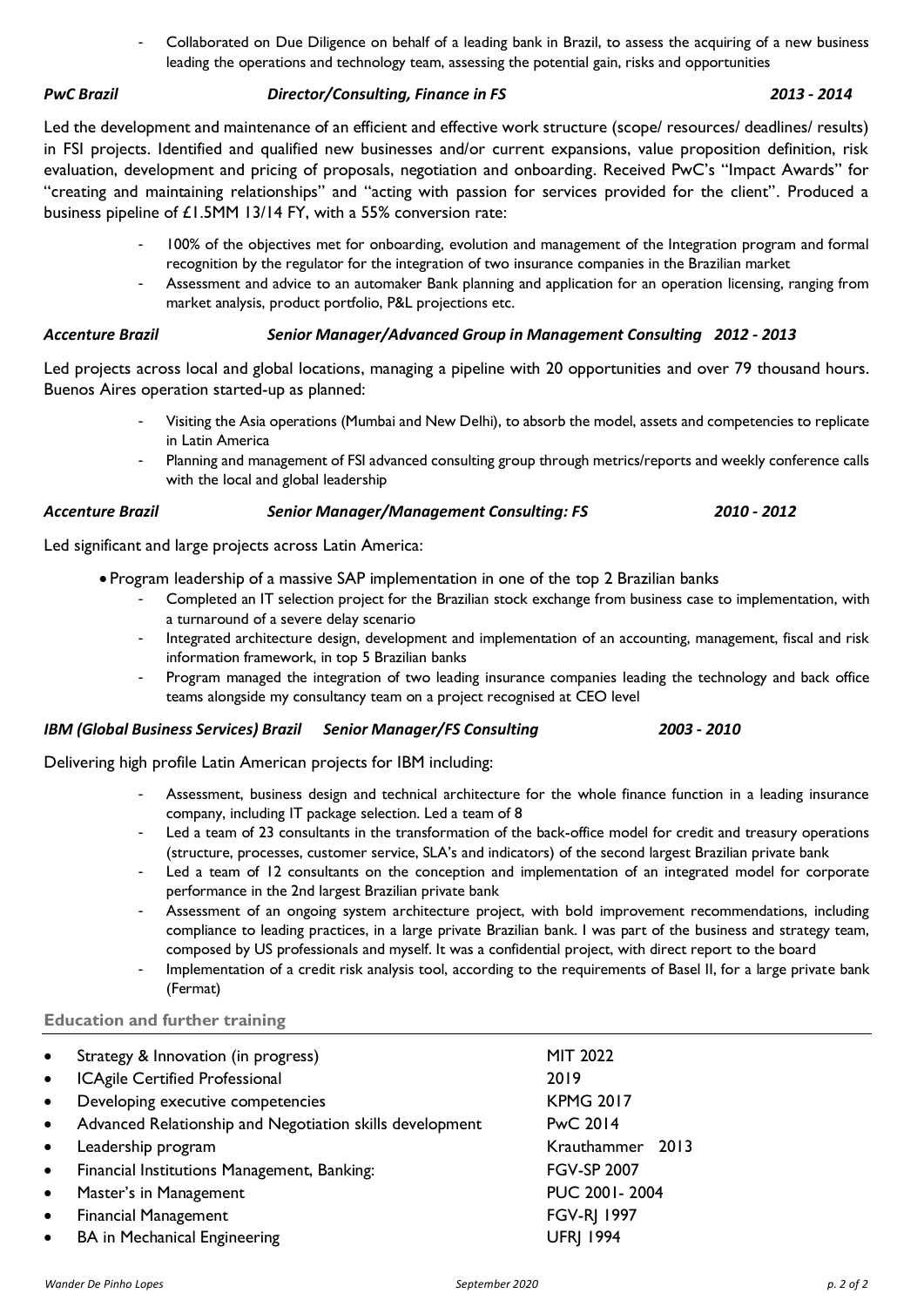- Collaborated on Due Diligence on behalf of a leading bank in Brazil, to assess the acquiring of a new business leading the operations and technology team, assessing the potential gain, risks and opportunities

***PwC Brazil*** ***Director/Consulting, Finance in FS*** ***2013 - 2014***

Led the development and maintenance of an efficient and effective work structure (scope/ resources/ deadlines/ results) in FSI projects. Identified and qualified new businesses and/or current expansions, value proposition definition, risk evaluation, development and pricing of proposals, negotiation and onboarding. Received PwC's "Impact Awards" for "creating and maintaining relationships" and "acting with passion for services provided for the client". Produced a business pipeline of £1.5MM 13/14 FY, with a 55% conversion rate:

- 100% of the objectives met for onboarding, evolution and management of the Integration program and formal recognition by the regulator for the integration of two insurance companies in the Brazilian market
- Assessment and advice to an automaker Bank planning and application for an operation licensing, ranging from market analysis, product portfolio, P&L projections etc.

***Accenture Brazil*** ***Senior Manager/Advanced Group in Management Consulting*** ***2012 - 2013***

Led projects across local and global locations, managing a pipeline with 20 opportunities and over 79 thousand hours. Buenos Aires operation started-up as planned:

- Visiting the Asia operations (Mumbai and New Delhi), to absorb the model, assets and competencies to replicate in Latin America
- Planning and management of FSI advanced consulting group through metrics/reports and weekly conference calls with the local and global leadership

***Accenture Brazil*** ***Senior Manager/Management Consulting: FS*** ***2010 - 2012***

Led significant and large projects across Latin America:

- Program leadership of a massive SAP implementation in one of the top 2 Brazilian banks
  - Completed an IT selection project for the Brazilian stock exchange from business case to implementation, with a turnaround of a severe delay scenario
  - Integrated architecture design, development and implementation of an accounting, management, fiscal and risk information framework, in top 5 Brazilian banks
  - Program managed the integration of two leading insurance companies leading the technology and back office teams alongside my consultancy team on a project recognised at CEO level

***IBM (Global Business Services) Brazil*** ***Senior Manager/FS Consulting*** ***2003 - 2010***

Delivering high profile Latin American projects for IBM including:

- Assessment, business design and technical architecture for the whole finance function in a leading insurance company, including IT package selection. Led a team of 8
- Led a team of 23 consultants in the transformation of the back-office model for credit and treasury operations (structure, processes, customer service, SLA's and indicators) of the second largest Brazilian private bank
- Led a team of 12 consultants on the conception and implementation of an integrated model for corporate performance in the 2nd largest Brazilian private bank
- Assessment of an ongoing system architecture project, with bold improvement recommendations, including compliance to leading practices, in a large private Brazilian bank. I was part of the business and strategy team, composed by US professionals and myself. It was a confidential project, with direct report to the board
- Implementation of a credit risk analysis tool, according to the requirements of Basel II, for a large private bank (Fermat)

## Education and further training

| | |
|---|---|
| Strategy & Innovation (in progress) | MIT 2022 |
| ICAgile Certified Professional | 2019 |
| Developing executive competencies | KPMG 2017 |
| Advanced Relationship and Negotiation skills development | PwC 2014 |
| Leadership program | Krauthammer 2013 |
| Financial Institutions Management, Banking: | FGV-SP 2007 |
| Master's in Management | PUC 2001- 2004 |
| Financial Management | FGV-RJ 1997 |
| BA in Mechanical Engineering | UFRJ 1994 |